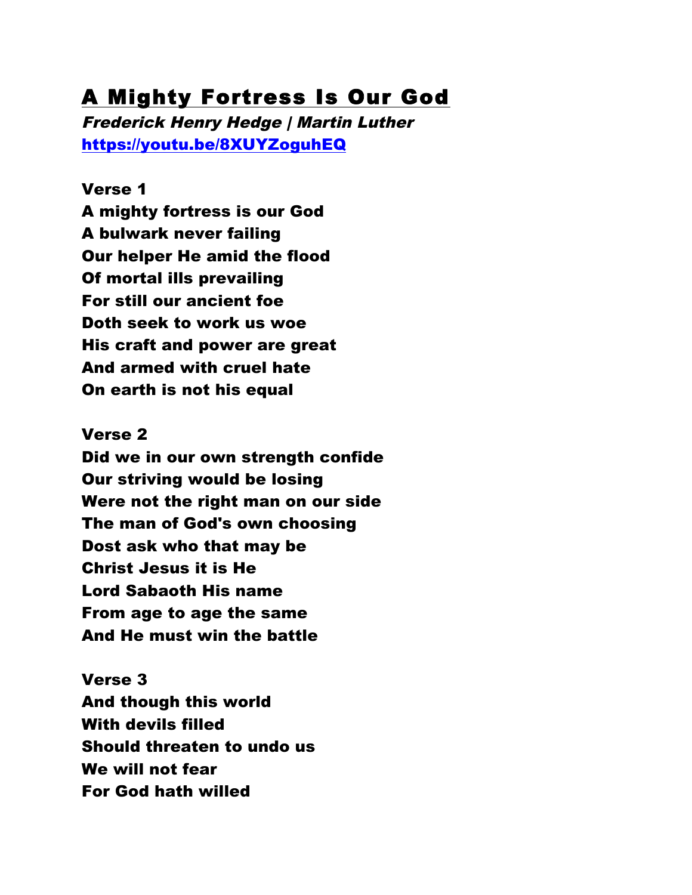# A Mighty Fortress Is Our God

***Frederick Henry Hedge | Martin Luther***

**[https://youtu.be/8XUYZoguhEQ](https://youtu.be/8XUYZoguhEQ)**

**Verse 1**

**A mighty fortress is our God**
**A bulwark never failing**
**Our helper He amid the flood**
**Of mortal ills prevailing**
**For still our ancient foe**
**Doth seek to work us woe**
**His craft and power are great**
**And armed with cruel hate**
**On earth is not his equal**

**Verse 2**

**Did we in our own strength confide**
**Our striving would be losing**
**Were not the right man on our side**
**The man of God's own choosing**
**Dost ask who that may be**
**Christ Jesus it is He**
**Lord Sabaoth His name**
**From age to age the same**
**And He must win the battle**

**Verse 3**

**And though this world**
**With devils filled**
**Should threaten to undo us**
**We will not fear**
**For God hath willed**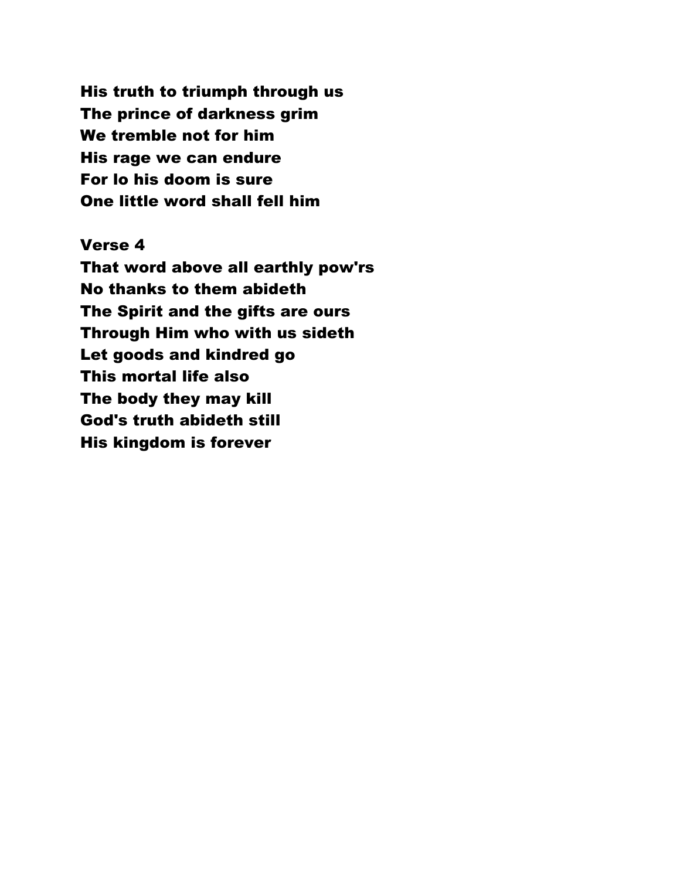**His truth to triumph through us**
**The prince of darkness grim**
**We tremble not for him**
**His rage we can endure**
**For lo his doom is sure**
**One little word shall fell him**

**Verse 4**
**That word above all earthly pow'rs**
**No thanks to them abideth**
**The Spirit and the gifts are ours**
**Through Him who with us sideth**
**Let goods and kindred go**
**This mortal life also**
**The body they may kill**
**God's truth abideth still**
**His kingdom is forever**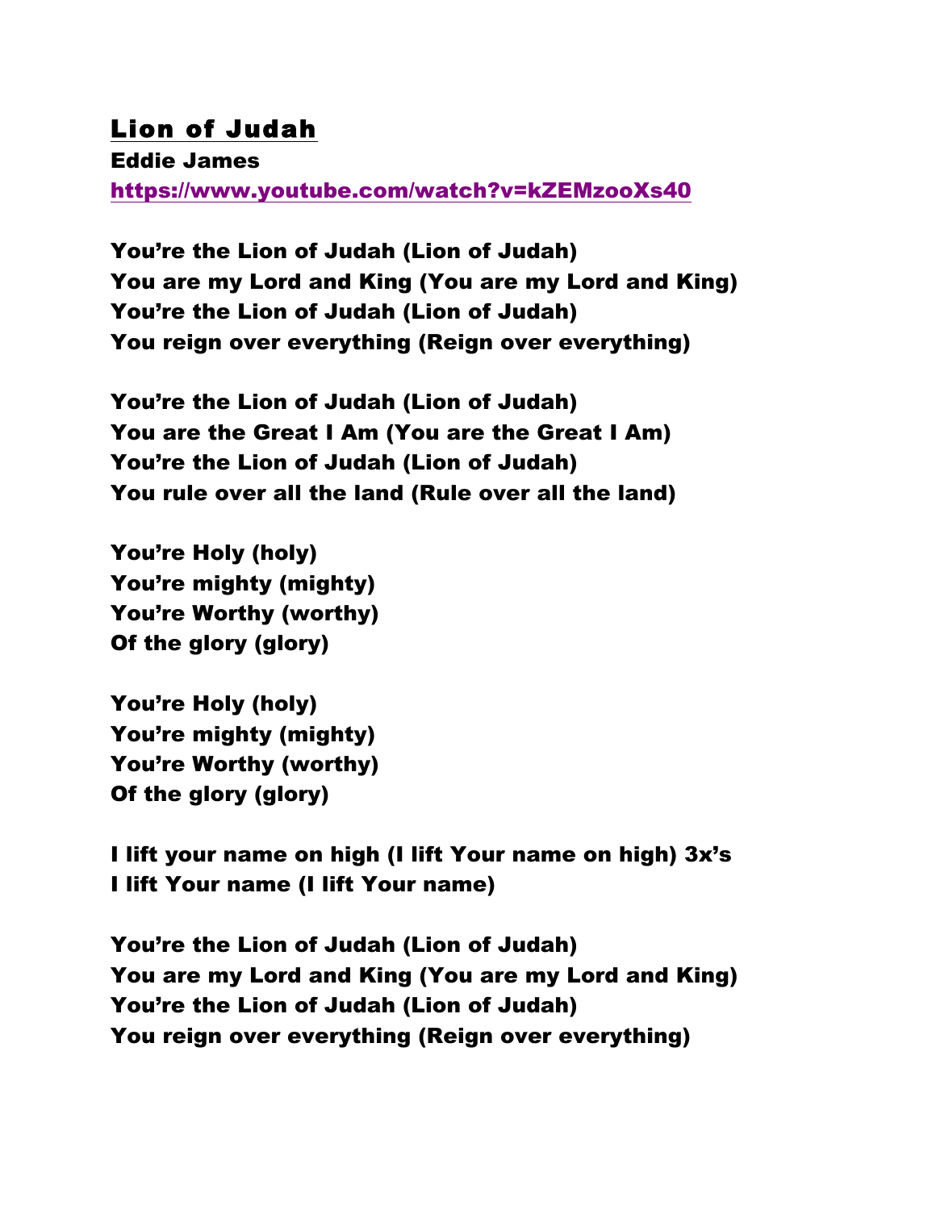# Lion of Judah

**Eddie James**

**https://www.youtube.com/watch?v=kZEMzooXs40**

**You're the Lion of Judah (Lion of Judah)**
**You are my Lord and King (You are my Lord and King)**
**You're the Lion of Judah (Lion of Judah)**
**You reign over everything (Reign over everything)**

**You're the Lion of Judah (Lion of Judah)**
**You are the Great I Am (You are the Great I Am)**
**You're the Lion of Judah (Lion of Judah)**
**You rule over all the land (Rule over all the land)**

**You're Holy (holy)**
**You're mighty (mighty)**
**You're Worthy (worthy)**
**Of the glory (glory)**

**You're Holy (holy)**
**You're mighty (mighty)**
**You're Worthy (worthy)**
**Of the glory (glory)**

**I lift your name on high (I lift Your name on high) 3x's**
**I lift Your name (I lift Your name)**

**You're the Lion of Judah (Lion of Judah)**
**You are my Lord and King (You are my Lord and King)**
**You're the Lion of Judah (Lion of Judah)**
**You reign over everything (Reign over everything)**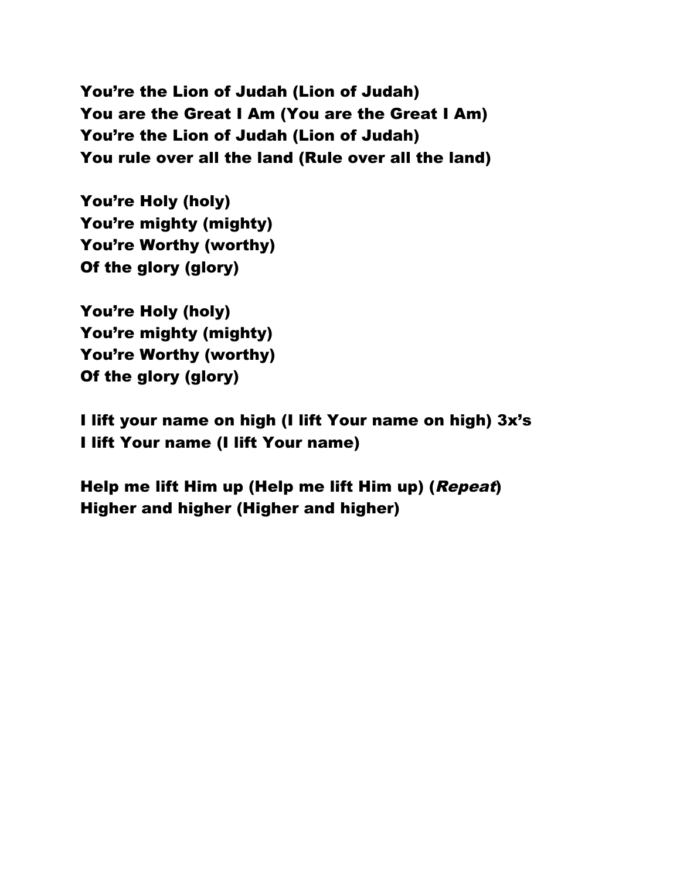**You're the Lion of Judah (Lion of Judah)**
**You are the Great I Am (You are the Great I Am)**
**You're the Lion of Judah (Lion of Judah)**
**You rule over all the land (Rule over all the land)**

**You're Holy (holy)**
**You're mighty (mighty)**
**You're Worthy (worthy)**
**Of the glory (glory)**

**You're Holy (holy)**
**You're mighty (mighty)**
**You're Worthy (worthy)**
**Of the glory (glory)**

**I lift your name on high (I lift Your name on high) 3x's**
**I lift Your name (I lift Your name)**

**Help me lift Him up (Help me lift Him up) (*Repeat*)**
**Higher and higher (Higher and higher)**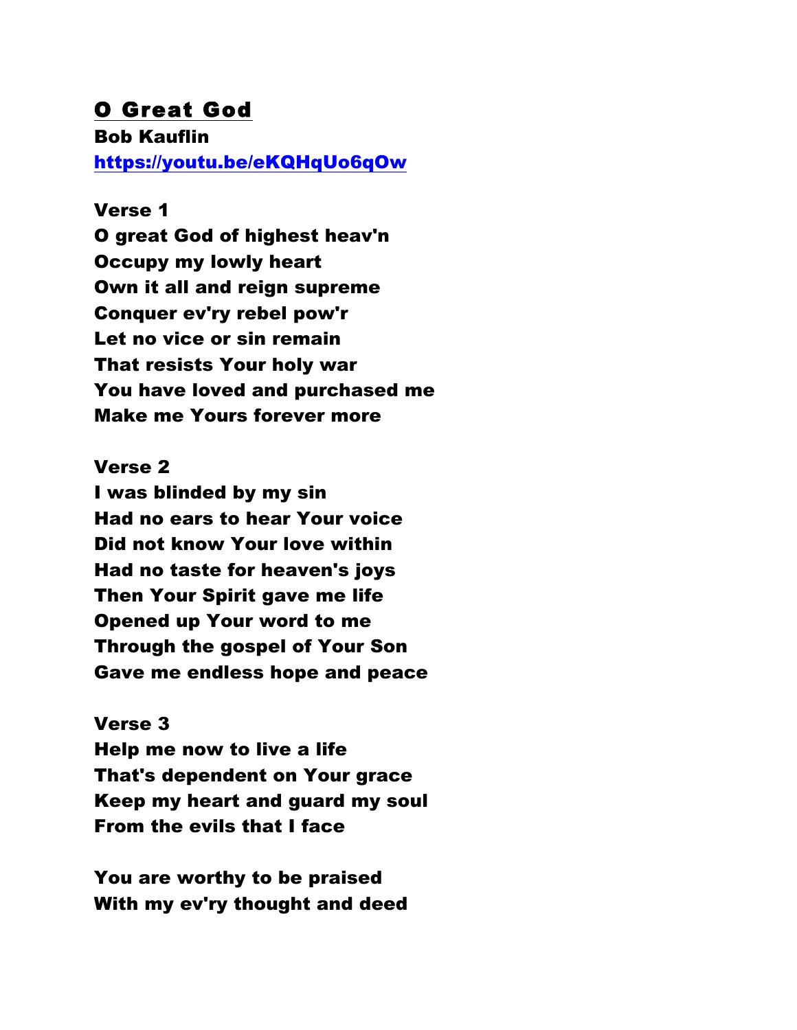## O Great God

**Bob Kauflin**

**[https://youtu.be/eKQHqUo6qOw](https://youtu.be/eKQHqUo6qOw)**

**Verse 1**

**O great God of highest heav'n**
**Occupy my lowly heart**
**Own it all and reign supreme**
**Conquer ev'ry rebel pow'r**
**Let no vice or sin remain**
**That resists Your holy war**
**You have loved and purchased me**
**Make me Yours forever more**

**Verse 2**

**I was blinded by my sin**
**Had no ears to hear Your voice**
**Did not know Your love within**
**Had no taste for heaven's joys**
**Then Your Spirit gave me life**
**Opened up Your word to me**
**Through the gospel of Your Son**
**Gave me endless hope and peace**

**Verse 3**

**Help me now to live a life**
**That's dependent on Your grace**
**Keep my heart and guard my soul**
**From the evils that I face**

**You are worthy to be praised**
**With my ev'ry thought and deed**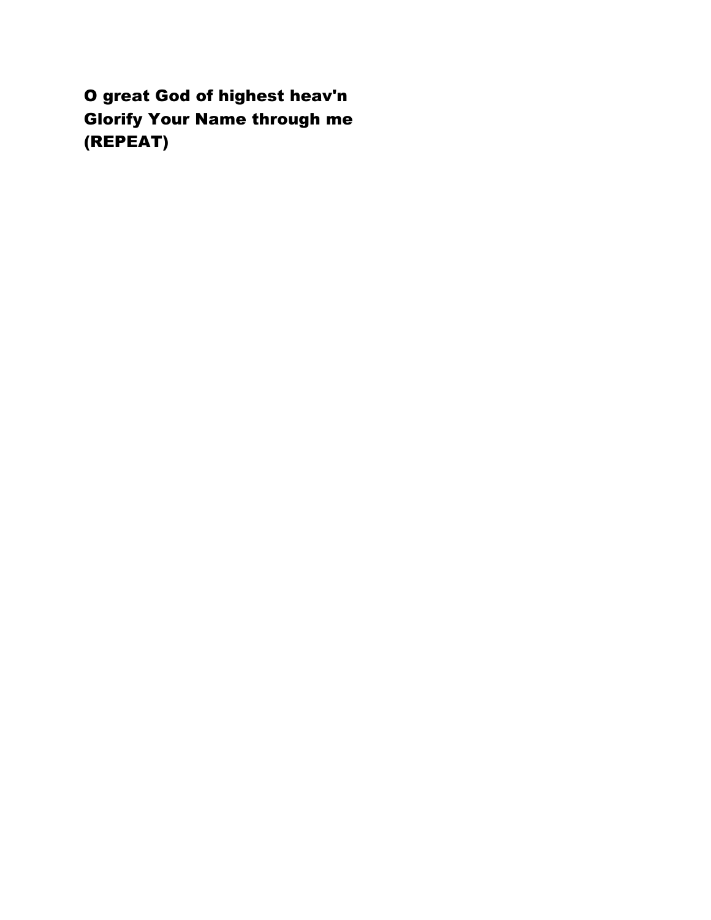**O great God of highest heav'n**
**Glorify Your Name through me**
**(REPEAT)**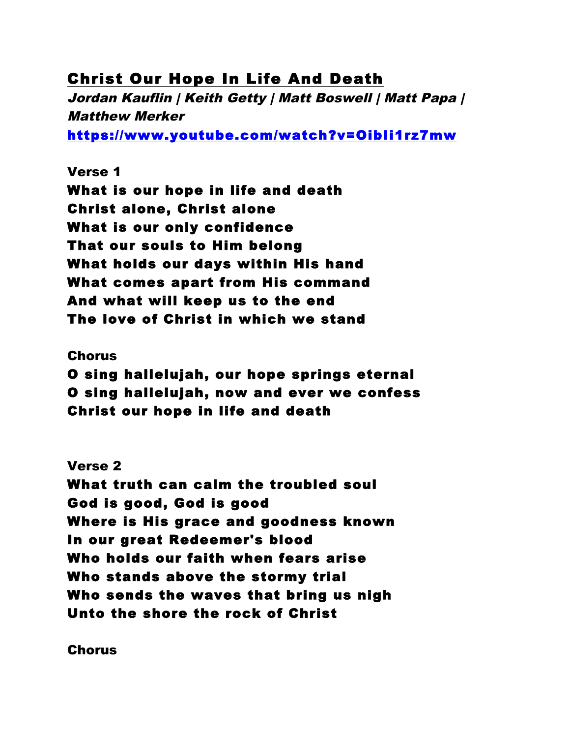## Christ Our Hope In Life And Death

***Jordan Kauflin | Keith Getty | Matt Boswell | Matt Papa | Matthew Merker***

**https://www.youtube.com/watch?v=Oibli1rz7mw**

**Verse 1**

**What is our hope in life and death**
**Christ alone, Christ alone**
**What is our only confidence**
**That our souls to Him belong**
**What holds our days within His hand**
**What comes apart from His command**
**And what will keep us to the end**
**The love of Christ in which we stand**

**Chorus**

**O sing hallelujah, our hope springs eternal**
**O sing hallelujah, now and ever we confess**
**Christ our hope in life and death**

**Verse 2**

**What truth can calm the troubled soul**
**God is good, God is good**
**Where is His grace and goodness known**
**In our great Redeemer's blood**
**Who holds our faith when fears arise**
**Who stands above the stormy trial**
**Who sends the waves that bring us nigh**
**Unto the shore the rock of Christ**

**Chorus**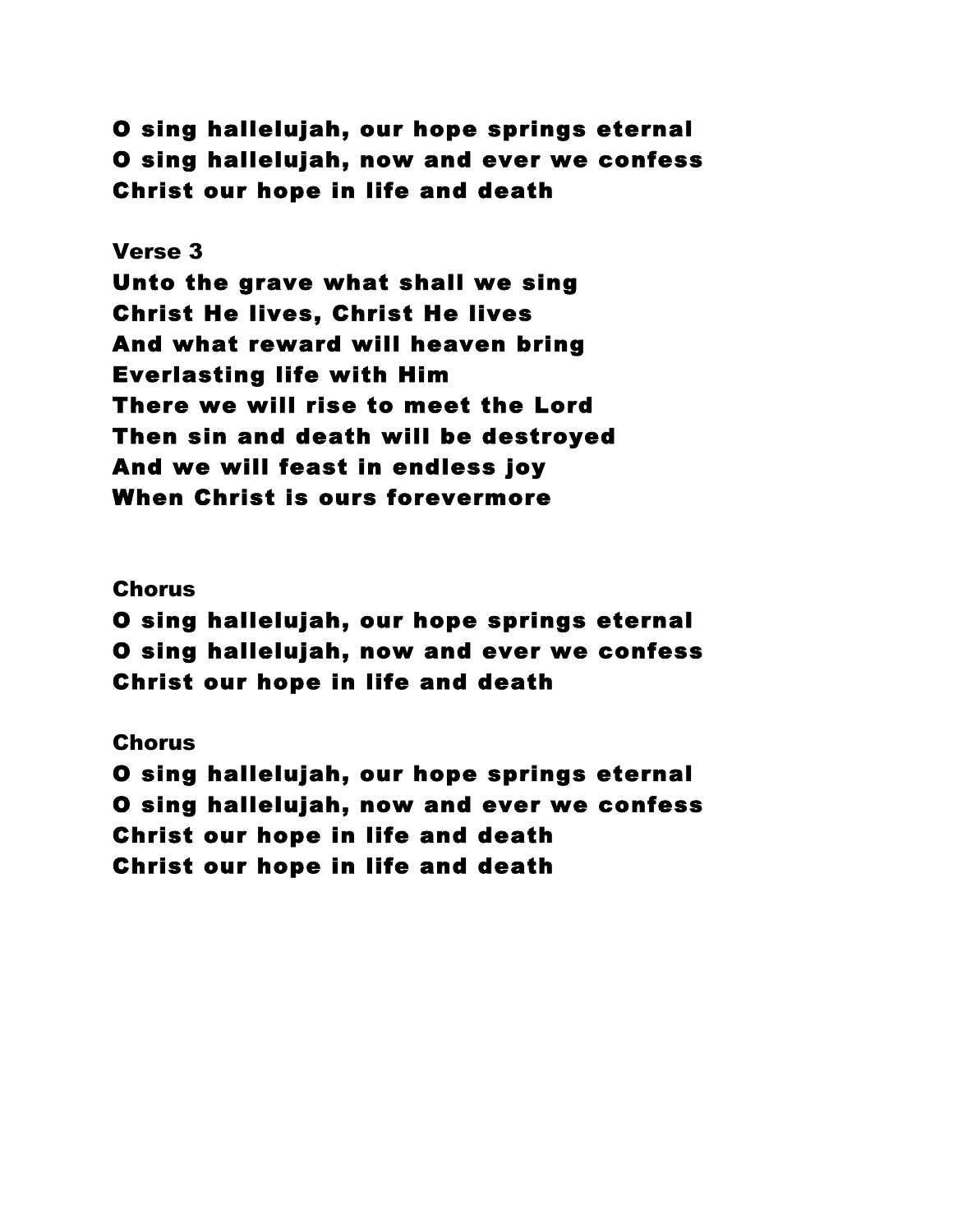O sing hallelujah, our hope springs eternal
O sing hallelujah, now and ever we confess
Christ our hope in life and death

Verse 3

Unto the grave what shall we sing
Christ He lives, Christ He lives
And what reward will heaven bring
Everlasting life with Him
There we will rise to meet the Lord
Then sin and death will be destroyed
And we will feast in endless joy
When Christ is ours forevermore

Chorus

O sing hallelujah, our hope springs eternal
O sing hallelujah, now and ever we confess
Christ our hope in life and death

Chorus

O sing hallelujah, our hope springs eternal
O sing hallelujah, now and ever we confess
Christ our hope in life and death
Christ our hope in life and death